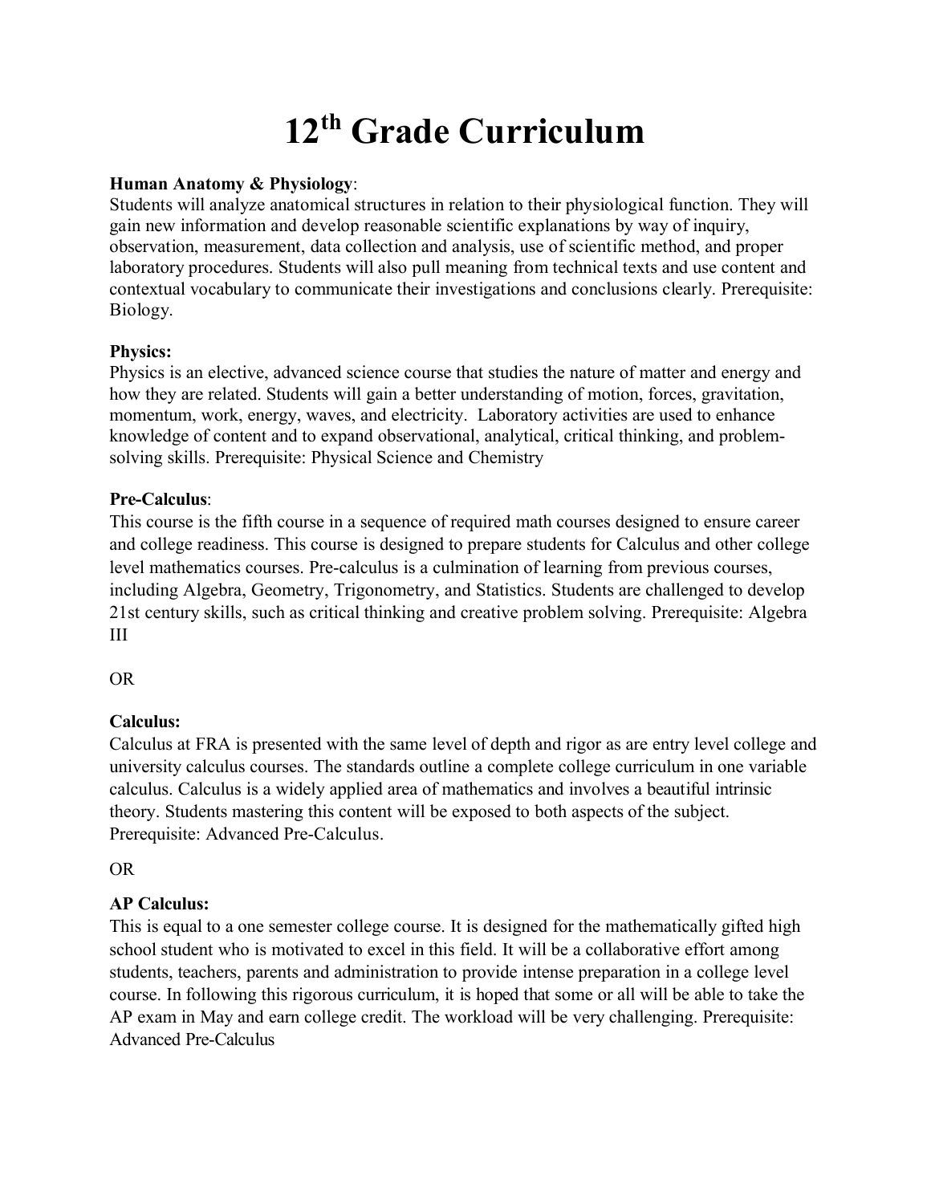# 12th Grade Curriculum

**Human Anatomy & Physiology**:
Students will analyze anatomical structures in relation to their physiological function. They will gain new information and develop reasonable scientific explanations by way of inquiry, observation, measurement, data collection and analysis, use of scientific method, and proper laboratory procedures. Students will also pull meaning from technical texts and use content and contextual vocabulary to communicate their investigations and conclusions clearly. Prerequisite: Biology.

**Physics:**
Physics is an elective, advanced science course that studies the nature of matter and energy and how they are related. Students will gain a better understanding of motion, forces, gravitation, momentum, work, energy, waves, and electricity. Laboratory activities are used to enhance knowledge of content and to expand observational, analytical, critical thinking, and problem-solving skills. Prerequisite: Physical Science and Chemistry

**Pre-Calculus**:
This course is the fifth course in a sequence of required math courses designed to ensure career and college readiness. This course is designed to prepare students for Calculus and other college level mathematics courses. Pre-calculus is a culmination of learning from previous courses, including Algebra, Geometry, Trigonometry, and Statistics. Students are challenged to develop 21st century skills, such as critical thinking and creative problem solving. Prerequisite: Algebra III

OR

**Calculus:**
Calculus at FRA is presented with the same level of depth and rigor as are entry level college and university calculus courses. The standards outline a complete college curriculum in one variable calculus. Calculus is a widely applied area of mathematics and involves a beautiful intrinsic theory. Students mastering this content will be exposed to both aspects of the subject. Prerequisite: Advanced Pre-Calculus.

OR

**AP Calculus:**
This is equal to a one semester college course. It is designed for the mathematically gifted high school student who is motivated to excel in this field. It will be a collaborative effort among students, teachers, parents and administration to provide intense preparation in a college level course. In following this rigorous curriculum, it is hoped that some or all will be able to take the AP exam in May and earn college credit. The workload will be very challenging. Prerequisite: Advanced Pre-Calculus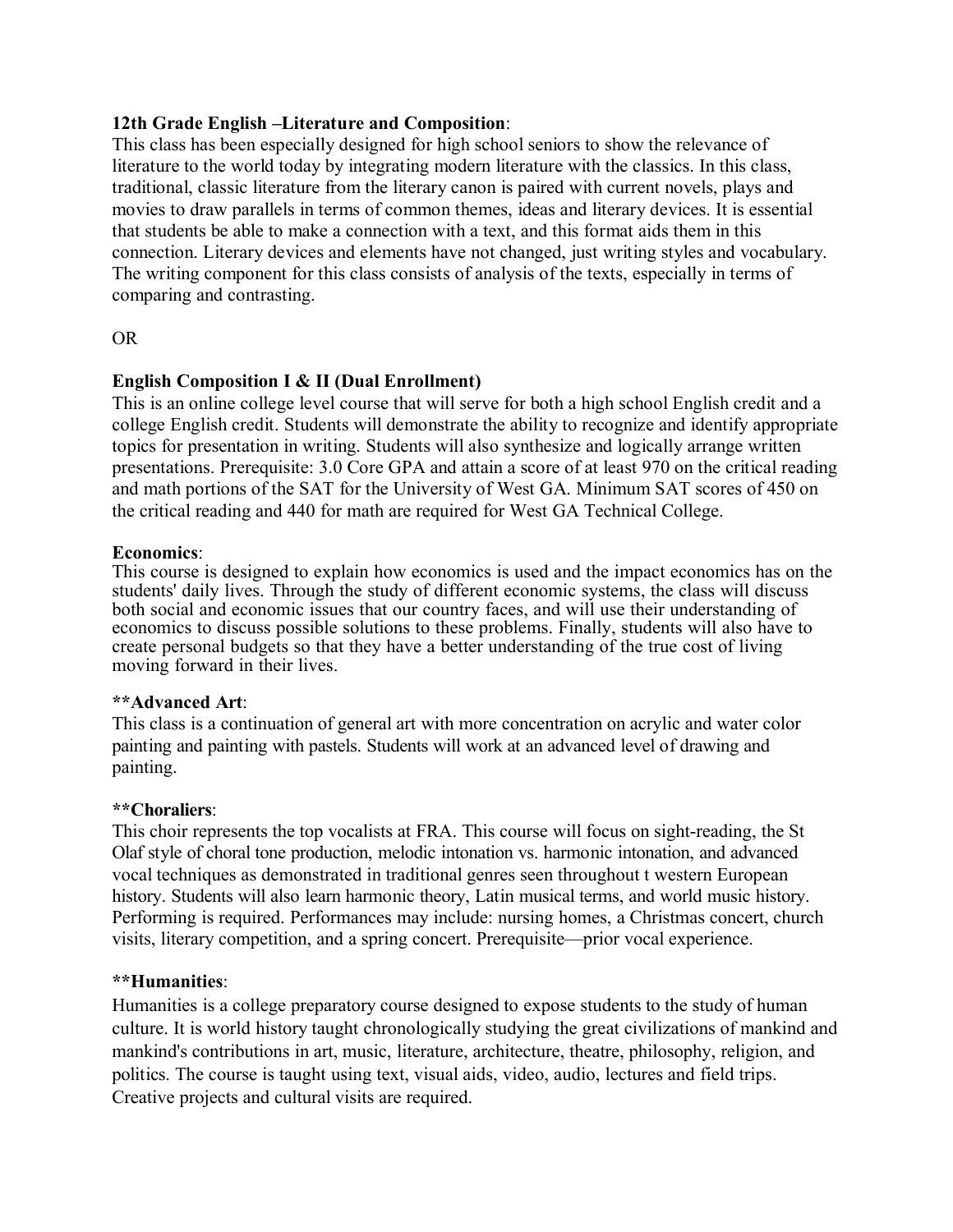**12th Grade English –Literature and Composition**:
This class has been especially designed for high school seniors to show the relevance of literature to the world today by integrating modern literature with the classics. In this class, traditional, classic literature from the literary canon is paired with current novels, plays and movies to draw parallels in terms of common themes, ideas and literary devices. It is essential that students be able to make a connection with a text, and this format aids them in this connection. Literary devices and elements have not changed, just writing styles and vocabulary. The writing component for this class consists of analysis of the texts, especially in terms of comparing and contrasting.

OR

**English Composition I & II (Dual Enrollment)**
This is an online college level course that will serve for both a high school English credit and a college English credit. Students will demonstrate the ability to recognize and identify appropriate topics for presentation in writing. Students will also synthesize and logically arrange written presentations. Prerequisite: 3.0 Core GPA and attain a score of at least 970 on the critical reading and math portions of the SAT for the University of West GA. Minimum SAT scores of 450 on the critical reading and 440 for math are required for West GA Technical College.

**Economics**:
This course is designed to explain how economics is used and the impact economics has on the students' daily lives. Through the study of different economic systems, the class will discuss both social and economic issues that our country faces, and will use their understanding of economics to discuss possible solutions to these problems. Finally, students will also have to create personal budgets so that they have a better understanding of the true cost of living moving forward in their lives.

****Advanced Art**:
This class is a continuation of general art with more concentration on acrylic and water color painting and painting with pastels. Students will work at an advanced level of drawing and painting.

****Choraliers**:
This choir represents the top vocalists at FRA. This course will focus on sight-reading, the St Olaf style of choral tone production, melodic intonation vs. harmonic intonation, and advanced vocal techniques as demonstrated in traditional genres seen throughout t western European history. Students will also learn harmonic theory, Latin musical terms, and world music history. Performing is required. Performances may include: nursing homes, a Christmas concert, church visits, literary competition, and a spring concert. Prerequisite—prior vocal experience.

****Humanities**:
Humanities is a college preparatory course designed to expose students to the study of human culture. It is world history taught chronologically studying the great civilizations of mankind and mankind's contributions in art, music, literature, architecture, theatre, philosophy, religion, and politics. The course is taught using text, visual aids, video, audio, lectures and field trips. Creative projects and cultural visits are required.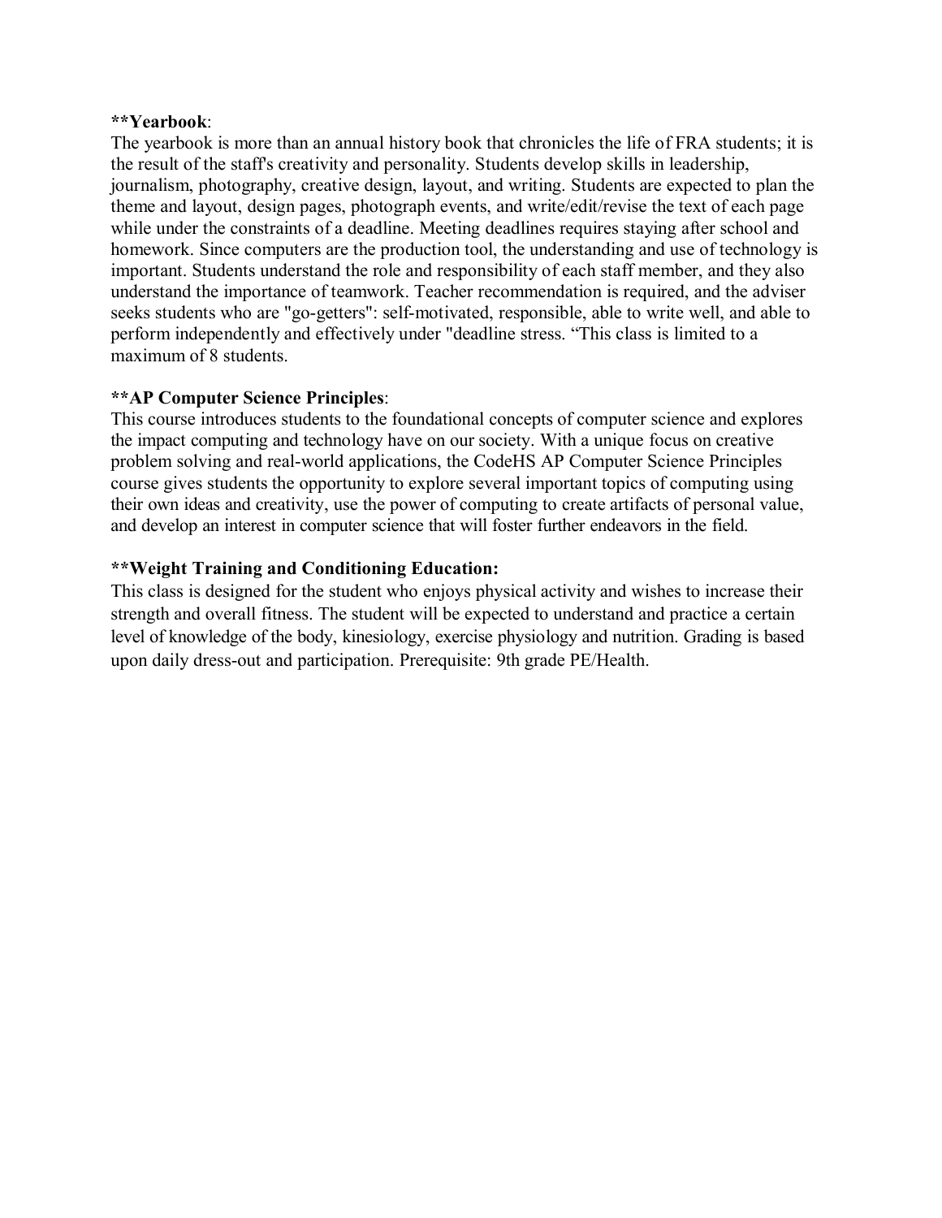**Yearbook**:
The yearbook is more than an annual history book that chronicles the life of FRA students; it is the result of the staff's creativity and personality. Students develop skills in leadership, journalism, photography, creative design, layout, and writing. Students are expected to plan the theme and layout, design pages, photograph events, and write/edit/revise the text of each page while under the constraints of a deadline. Meeting deadlines requires staying after school and homework. Since computers are the production tool, the understanding and use of technology is important. Students understand the role and responsibility of each staff member, and they also understand the importance of teamwork. Teacher recommendation is required, and the adviser seeks students who are "go-getters": self-motivated, responsible, able to write well, and able to perform independently and effectively under "deadline stress. "This class is limited to a maximum of 8 students.

**AP Computer Science Principles**:
This course introduces students to the foundational concepts of computer science and explores the impact computing and technology have on our society. With a unique focus on creative problem solving and real-world applications, the CodeHS AP Computer Science Principles course gives students the opportunity to explore several important topics of computing using their own ideas and creativity, use the power of computing to create artifacts of personal value, and develop an interest in computer science that will foster further endeavors in the field.

**Weight Training and Conditioning Education:**
This class is designed for the student who enjoys physical activity and wishes to increase their strength and overall fitness. The student will be expected to understand and practice a certain level of knowledge of the body, kinesiology, exercise physiology and nutrition. Grading is based upon daily dress-out and participation. Prerequisite: 9th grade PE/Health.